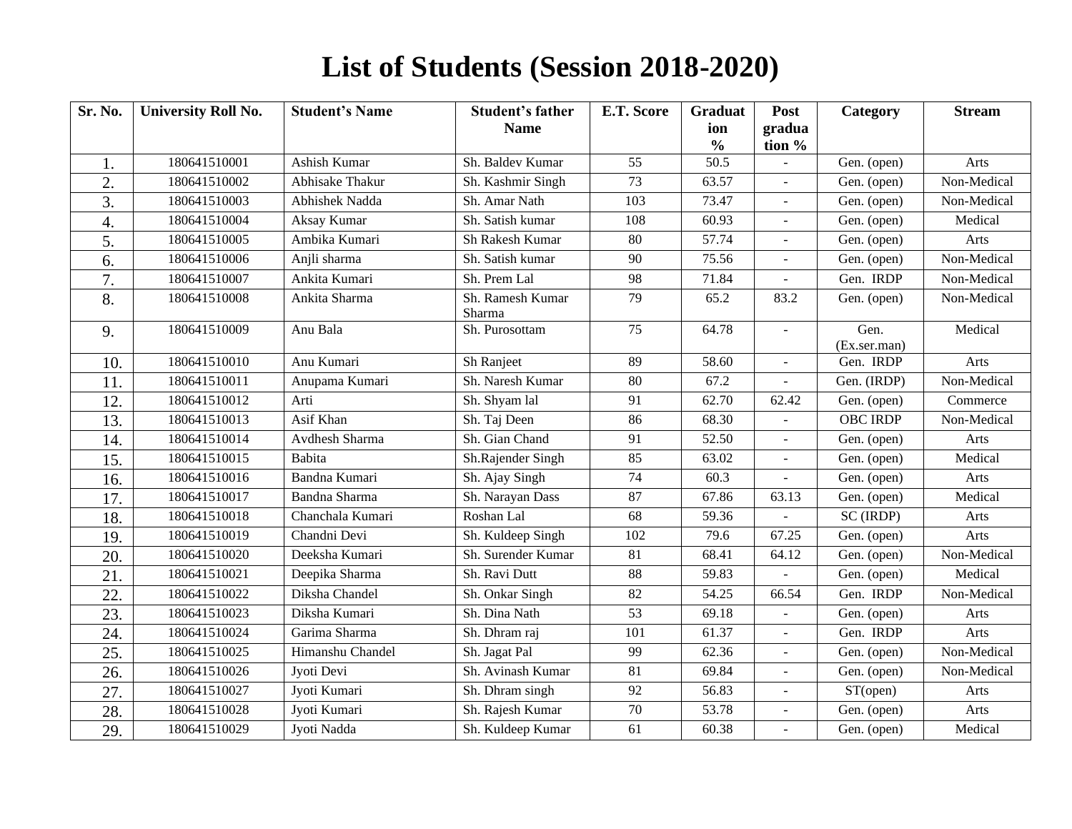# List of Students (Session 2018-2020)

| Sr. No. | University Roll No. | Student's Name | Student's father Name | E.T. Score | Graduation % | Post graduation % | Category | Stream |
|---|---|---|---|---|---|---|---|---|
| 1. | 180641510001 | Ashish Kumar | Sh. Baldev Kumar | 55 | 50.5 | - | Gen. (open) | Arts |
| 2. | 180641510002 | Abhisake Thakur | Sh. Kashmir Singh | 73 | 63.57 | - | Gen. (open) | Non-Medical |
| 3. | 180641510003 | Abhishek Nadda | Sh. Amar Nath | 103 | 73.47 | - | Gen. (open) | Non-Medical |
| 4. | 180641510004 | Aksay Kumar | Sh. Satish kumar | 108 | 60.93 | - | Gen. (open) | Medical |
| 5. | 180641510005 | Ambika Kumari | Sh Rakesh Kumar | 80 | 57.74 | - | Gen. (open) | Arts |
| 6. | 180641510006 | Anjli sharma | Sh. Satish kumar | 90 | 75.56 | - | Gen. (open) | Non-Medical |
| 7. | 180641510007 | Ankita Kumari | Sh. Prem Lal | 98 | 71.84 | - | Gen. IRDP | Non-Medical |
| 8. | 180641510008 | Ankita Sharma | Sh. Ramesh Kumar Sharma | 79 | 65.2 | 83.2 | Gen. (open) | Non-Medical |
| 9. | 180641510009 | Anu Bala | Sh. Purosottam | 75 | 64.78 | - | Gen. (Ex.ser.man) | Medical |
| 10. | 180641510010 | Anu Kumari | Sh Ranjeet | 89 | 58.60 | - | Gen. IRDP | Arts |
| 11. | 180641510011 | Anupama Kumari | Sh. Naresh Kumar | 80 | 67.2 | - | Gen. (IRDP) | Non-Medical |
| 12. | 180641510012 | Arti | Sh. Shyam lal | 91 | 62.70 | 62.42 | Gen. (open) | Commerce |
| 13. | 180641510013 | Asif Khan | Sh. Taj Deen | 86 | 68.30 | - | OBC IRDP | Non-Medical |
| 14. | 180641510014 | Avdhesh Sharma | Sh. Gian Chand | 91 | 52.50 | - | Gen. (open) | Arts |
| 15. | 180641510015 | Babita | Sh.Rajender Singh | 85 | 63.02 | - | Gen. (open) | Medical |
| 16. | 180641510016 | Bandna Kumari | Sh. Ajay Singh | 74 | 60.3 | - | Gen. (open) | Arts |
| 17. | 180641510017 | Bandna Sharma | Sh. Narayan Dass | 87 | 67.86 | 63.13 | Gen. (open) | Medical |
| 18. | 180641510018 | Chanchala Kumari | Roshan Lal | 68 | 59.36 | - | SC (IRDP) | Arts |
| 19. | 180641510019 | Chandni Devi | Sh. Kuldeep Singh | 102 | 79.6 | 67.25 | Gen. (open) | Arts |
| 20. | 180641510020 | Deeksha Kumari | Sh. Surender Kumar | 81 | 68.41 | 64.12 | Gen. (open) | Non-Medical |
| 21. | 180641510021 | Deepika Sharma | Sh. Ravi Dutt | 88 | 59.83 | - | Gen. (open) | Medical |
| 22. | 180641510022 | Diksha Chandel | Sh. Onkar Singh | 82 | 54.25 | 66.54 | Gen. IRDP | Non-Medical |
| 23. | 180641510023 | Diksha Kumari | Sh. Dina Nath | 53 | 69.18 | - | Gen. (open) | Arts |
| 24. | 180641510024 | Garima Sharma | Sh. Dhram raj | 101 | 61.37 | - | Gen. IRDP | Arts |
| 25. | 180641510025 | Himanshu Chandel | Sh. Jagat Pal | 99 | 62.36 | - | Gen. (open) | Non-Medical |
| 26. | 180641510026 | Jyoti Devi | Sh. Avinash Kumar | 81 | 69.84 | - | Gen. (open) | Non-Medical |
| 27. | 180641510027 | Jyoti Kumari | Sh. Dhram singh | 92 | 56.83 | - | ST(open) | Arts |
| 28. | 180641510028 | Jyoti Kumari | Sh. Rajesh Kumar | 70 | 53.78 | - | Gen. (open) | Arts |
| 29. | 180641510029 | Jyoti Nadda | Sh. Kuldeep Kumar | 61 | 60.38 | - | Gen. (open) | Medical |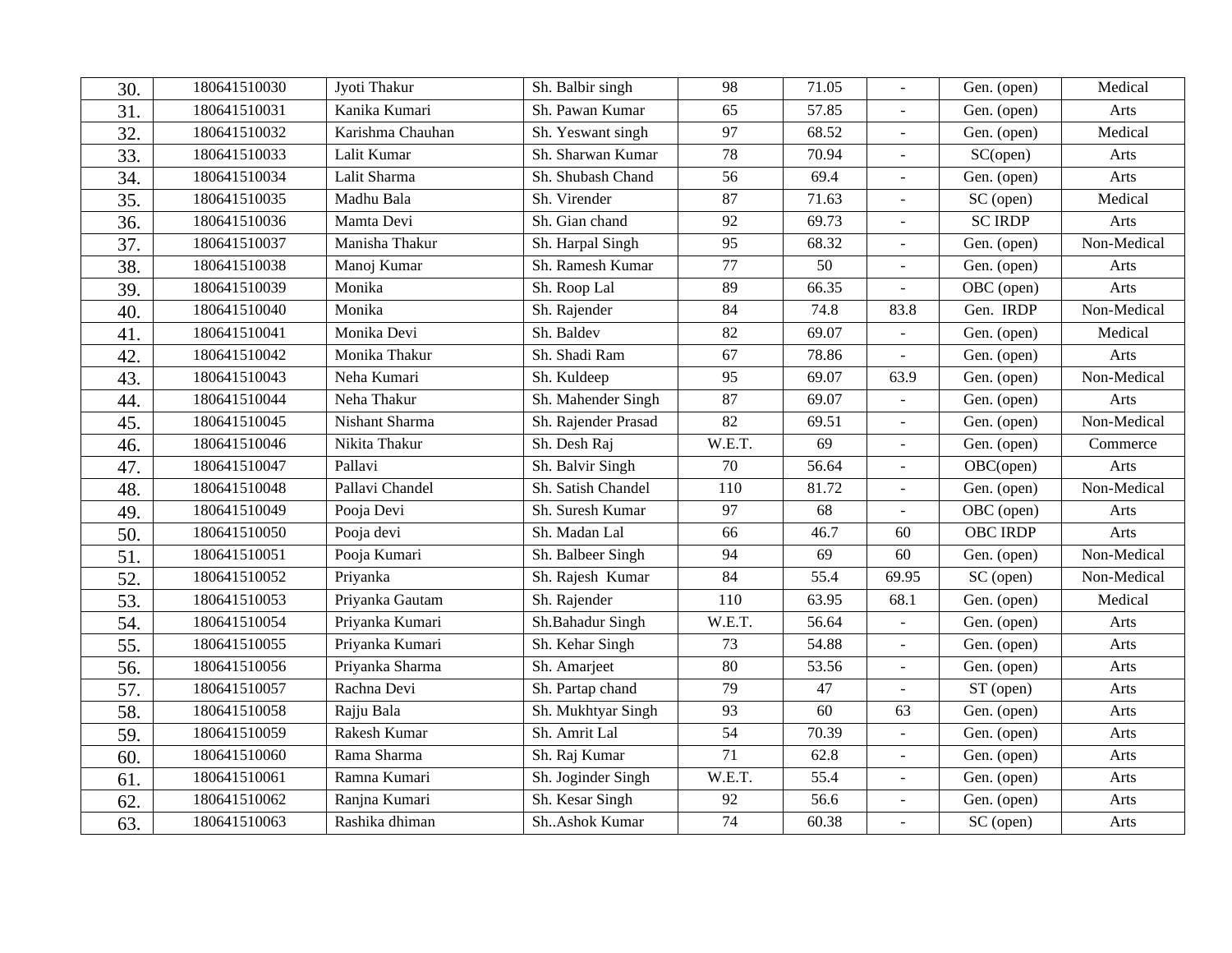| | | | | | | | | |
|---|---|---|---|---|---|---|---|---|
| 30. | 180641510030 | Jyoti Thakur | Sh. Balbir singh | 98 | 71.05 | - | Gen. (open) | Medical |
| 31. | 180641510031 | Kanika Kumari | Sh. Pawan Kumar | 65 | 57.85 | - | Gen. (open) | Arts |
| 32. | 180641510032 | Karishma Chauhan | Sh. Yeswant singh | 97 | 68.52 | - | Gen. (open) | Medical |
| 33. | 180641510033 | Lalit Kumar | Sh. Sharwan Kumar | 78 | 70.94 | - | SC(open) | Arts |
| 34. | 180641510034 | Lalit Sharma | Sh. Shubash Chand | 56 | 69.4 | - | Gen. (open) | Arts |
| 35. | 180641510035 | Madhu Bala | Sh. Virender | 87 | 71.63 | - | SC (open) | Medical |
| 36. | 180641510036 | Mamta Devi | Sh. Gian chand | 92 | 69.73 | - | SC IRDP | Arts |
| 37. | 180641510037 | Manisha Thakur | Sh. Harpal Singh | 95 | 68.32 | - | Gen. (open) | Non-Medical |
| 38. | 180641510038 | Manoj Kumar | Sh. Ramesh Kumar | 77 | 50 | - | Gen. (open) | Arts |
| 39. | 180641510039 | Monika | Sh. Roop Lal | 89 | 66.35 | - | OBC (open) | Arts |
| 40. | 180641510040 | Monika | Sh. Rajender | 84 | 74.8 | 83.8 | Gen. IRDP | Non-Medical |
| 41. | 180641510041 | Monika Devi | Sh. Baldev | 82 | 69.07 | - | Gen. (open) | Medical |
| 42. | 180641510042 | Monika Thakur | Sh. Shadi Ram | 67 | 78.86 | - | Gen. (open) | Arts |
| 43. | 180641510043 | Neha Kumari | Sh. Kuldeep | 95 | 69.07 | 63.9 | Gen. (open) | Non-Medical |
| 44. | 180641510044 | Neha Thakur | Sh. Mahender Singh | 87 | 69.07 | - | Gen. (open) | Arts |
| 45. | 180641510045 | Nishant Sharma | Sh. Rajender Prasad | 82 | 69.51 | - | Gen. (open) | Non-Medical |
| 46. | 180641510046 | Nikita Thakur | Sh. Desh Raj | W.E.T. | 69 | - | Gen. (open) | Commerce |
| 47. | 180641510047 | Pallavi | Sh. Balvir Singh | 70 | 56.64 | - | OBC(open) | Arts |
| 48. | 180641510048 | Pallavi Chandel | Sh. Satish Chandel | 110 | 81.72 | - | Gen. (open) | Non-Medical |
| 49. | 180641510049 | Pooja Devi | Sh. Suresh Kumar | 97 | 68 | - | OBC (open) | Arts |
| 50. | 180641510050 | Pooja devi | Sh. Madan Lal | 66 | 46.7 | 60 | OBC IRDP | Arts |
| 51. | 180641510051 | Pooja Kumari | Sh. Balbeer Singh | 94 | 69 | 60 | Gen. (open) | Non-Medical |
| 52. | 180641510052 | Priyanka | Sh. Rajesh Kumar | 84 | 55.4 | 69.95 | SC (open) | Non-Medical |
| 53. | 180641510053 | Priyanka Gautam | Sh. Rajender | 110 | 63.95 | 68.1 | Gen. (open) | Medical |
| 54. | 180641510054 | Priyanka Kumari | Sh.Bahadur Singh | W.E.T. | 56.64 | - | Gen. (open) | Arts |
| 55. | 180641510055 | Priyanka Kumari | Sh. Kehar Singh | 73 | 54.88 | - | Gen. (open) | Arts |
| 56. | 180641510056 | Priyanka Sharma | Sh. Amarjeet | 80 | 53.56 | - | Gen. (open) | Arts |
| 57. | 180641510057 | Rachna Devi | Sh. Partap chand | 79 | 47 | - | ST (open) | Arts |
| 58. | 180641510058 | Rajju Bala | Sh. Mukhtyar Singh | 93 | 60 | 63 | Gen. (open) | Arts |
| 59. | 180641510059 | Rakesh Kumar | Sh. Amrit Lal | 54 | 70.39 | - | Gen. (open) | Arts |
| 60. | 180641510060 | Rama Sharma | Sh. Raj Kumar | 71 | 62.8 | - | Gen. (open) | Arts |
| 61. | 180641510061 | Ramna Kumari | Sh. Joginder Singh | W.E.T. | 55.4 | - | Gen. (open) | Arts |
| 62. | 180641510062 | Ranjna Kumari | Sh. Kesar Singh | 92 | 56.6 | - | Gen. (open) | Arts |
| 63. | 180641510063 | Rashika dhiman | Sh..Ashok Kumar | 74 | 60.38 | - | SC (open) | Arts |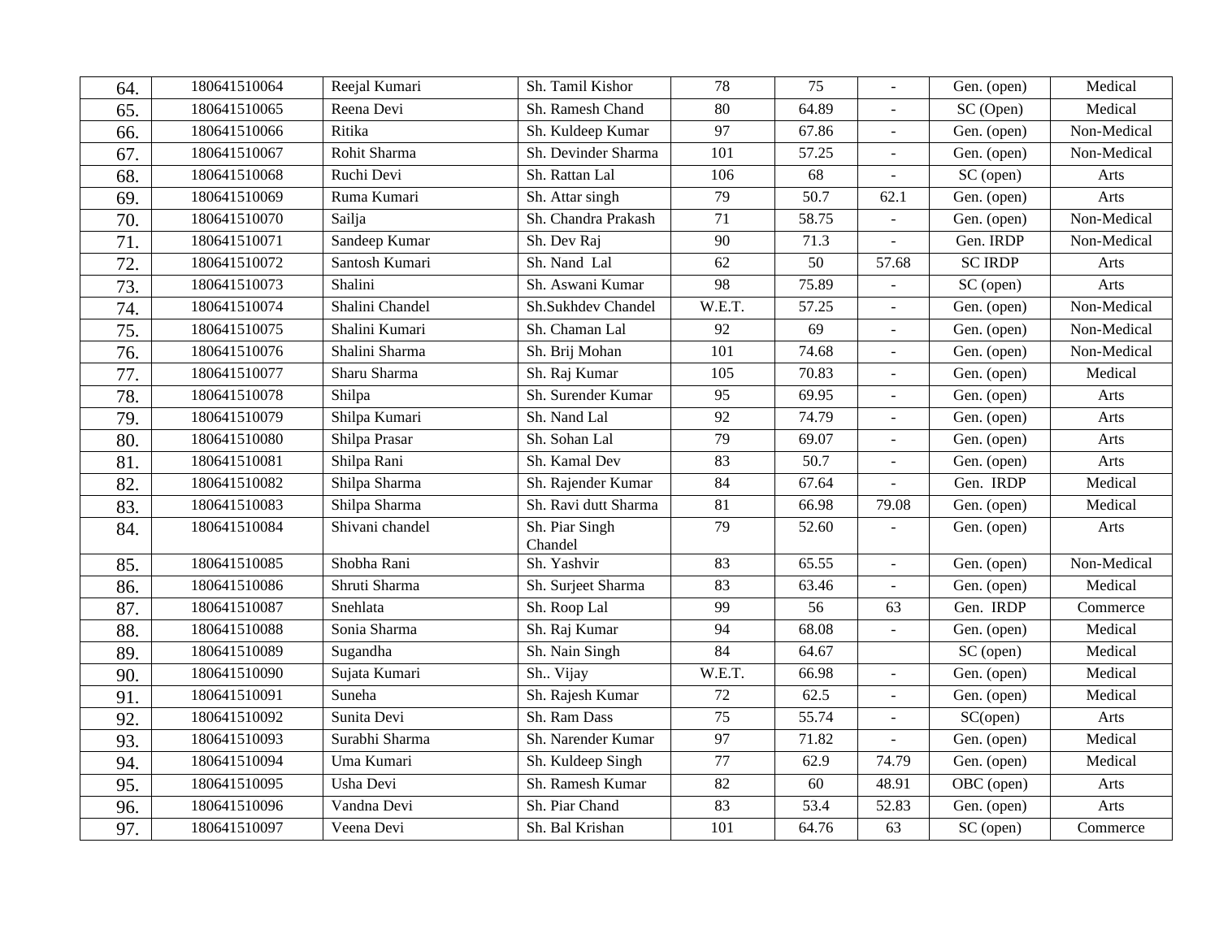| | | | | | | | | |
|---|---|---|---|---|---|---|---|---|
| 64. | 180641510064 | Reejal Kumari | Sh. Tamil Kishor | 78 | 75 | - | Gen. (open) | Medical |
| 65. | 180641510065 | Reena Devi | Sh. Ramesh Chand | 80 | 64.89 | - | SC (Open) | Medical |
| 66. | 180641510066 | Ritika | Sh. Kuldeep Kumar | 97 | 67.86 | - | Gen. (open) | Non-Medical |
| 67. | 180641510067 | Rohit Sharma | Sh. Devinder Sharma | 101 | 57.25 | - | Gen. (open) | Non-Medical |
| 68. | 180641510068 | Ruchi Devi | Sh. Rattan Lal | 106 | 68 | - | SC (open) | Arts |
| 69. | 180641510069 | Ruma Kumari | Sh. Attar singh | 79 | 50.7 | 62.1 | Gen. (open) | Arts |
| 70. | 180641510070 | Sailja | Sh. Chandra Prakash | 71 | 58.75 | - | Gen. (open) | Non-Medical |
| 71. | 180641510071 | Sandeep Kumar | Sh. Dev Raj | 90 | 71.3 | - | Gen. IRDP | Non-Medical |
| 72. | 180641510072 | Santosh Kumari | Sh. Nand Lal | 62 | 50 | 57.68 | SC IRDP | Arts |
| 73. | 180641510073 | Shalini | Sh. Aswani Kumar | 98 | 75.89 | - | SC (open) | Arts |
| 74. | 180641510074 | Shalini Chandel | Sh.Sukhdev Chandel | W.E.T. | 57.25 | - | Gen. (open) | Non-Medical |
| 75. | 180641510075 | Shalini Kumari | Sh. Chaman Lal | 92 | 69 | - | Gen. (open) | Non-Medical |
| 76. | 180641510076 | Shalini Sharma | Sh. Brij Mohan | 101 | 74.68 | - | Gen. (open) | Non-Medical |
| 77. | 180641510077 | Sharu Sharma | Sh. Raj Kumar | 105 | 70.83 | - | Gen. (open) | Medical |
| 78. | 180641510078 | Shilpa | Sh. Surender Kumar | 95 | 69.95 | - | Gen. (open) | Arts |
| 79. | 180641510079 | Shilpa Kumari | Sh. Nand Lal | 92 | 74.79 | - | Gen. (open) | Arts |
| 80. | 180641510080 | Shilpa Prasar | Sh. Sohan Lal | 79 | 69.07 | - | Gen. (open) | Arts |
| 81. | 180641510081 | Shilpa Rani | Sh. Kamal Dev | 83 | 50.7 | - | Gen. (open) | Arts |
| 82. | 180641510082 | Shilpa Sharma | Sh. Rajender Kumar | 84 | 67.64 | - | Gen. IRDP | Medical |
| 83. | 180641510083 | Shilpa Sharma | Sh. Ravi dutt Sharma | 81 | 66.98 | 79.08 | Gen. (open) | Medical |
| 84. | 180641510084 | Shivani chandel | Sh. Piar Singh Chandel | 79 | 52.60 | - | Gen. (open) | Arts |
| 85. | 180641510085 | Shobha Rani | Sh. Yashvir | 83 | 65.55 | - | Gen. (open) | Non-Medical |
| 86. | 180641510086 | Shruti Sharma | Sh. Surjeet Sharma | 83 | 63.46 | - | Gen. (open) | Medical |
| 87. | 180641510087 | Snehlata | Sh. Roop Lal | 99 | 56 | 63 | Gen. IRDP | Commerce |
| 88. | 180641510088 | Sonia Sharma | Sh. Raj Kumar | 94 | 68.08 | - | Gen. (open) | Medical |
| 89. | 180641510089 | Sugandha | Sh. Nain Singh | 84 | 64.67 | | SC (open) | Medical |
| 90. | 180641510090 | Sujata Kumari | Sh.. Vijay | W.E.T. | 66.98 | - | Gen. (open) | Medical |
| 91. | 180641510091 | Suneha | Sh. Rajesh Kumar | 72 | 62.5 | - | Gen. (open) | Medical |
| 92. | 180641510092 | Sunita Devi | Sh. Ram Dass | 75 | 55.74 | - | SC(open) | Arts |
| 93. | 180641510093 | Surabhi Sharma | Sh. Narender Kumar | 97 | 71.82 | - | Gen. (open) | Medical |
| 94. | 180641510094 | Uma Kumari | Sh. Kuldeep Singh | 77 | 62.9 | 74.79 | Gen. (open) | Medical |
| 95. | 180641510095 | Usha Devi | Sh. Ramesh Kumar | 82 | 60 | 48.91 | OBC (open) | Arts |
| 96. | 180641510096 | Vandna Devi | Sh. Piar Chand | 83 | 53.4 | 52.83 | Gen. (open) | Arts |
| 97. | 180641510097 | Veena Devi | Sh. Bal Krishan | 101 | 64.76 | 63 | SC (open) | Commerce |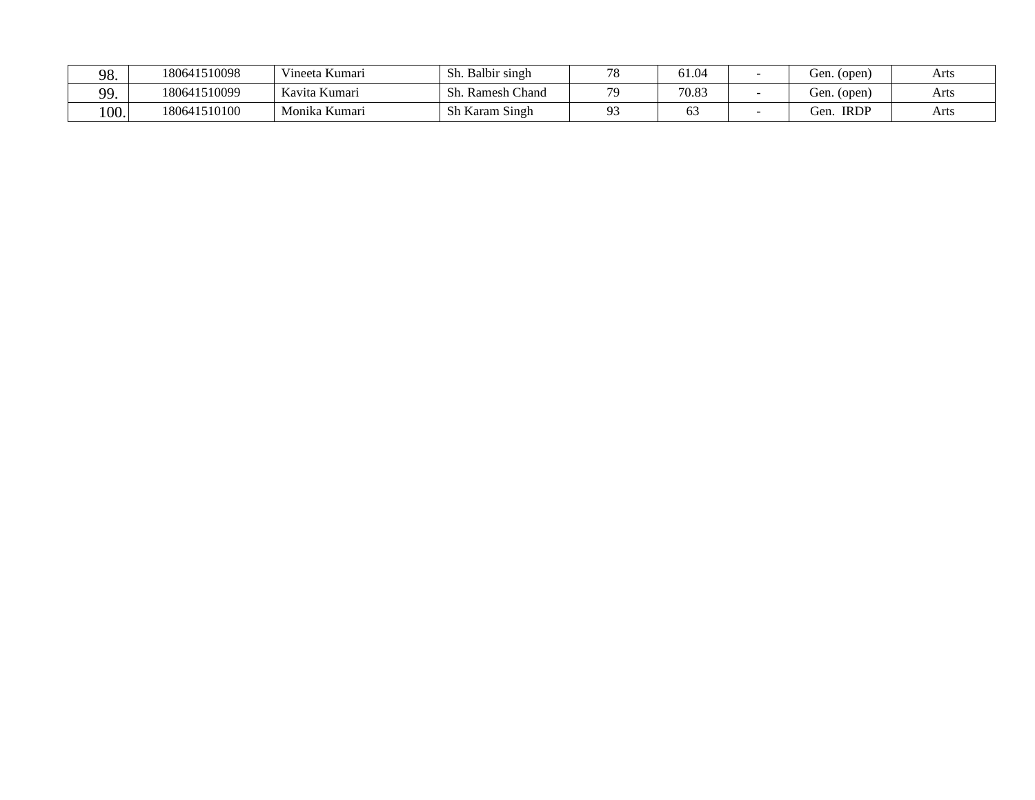| | | | | | | | | |
|---|---|---|---|---|---|---|---|---|
| 98. | 180641510098 | Vineeta Kumari | Sh. Balbir singh | 78 | 61.04 | - | Gen. (open) | Arts |
| 99. | 180641510099 | Kavita Kumari | Sh. Ramesh Chand | 79 | 70.83 | - | Gen. (open) | Arts |
| 100. | 180641510100 | Monika Kumari | Sh Karam Singh | 93 | 63 | - | Gen. IRDP | Arts |